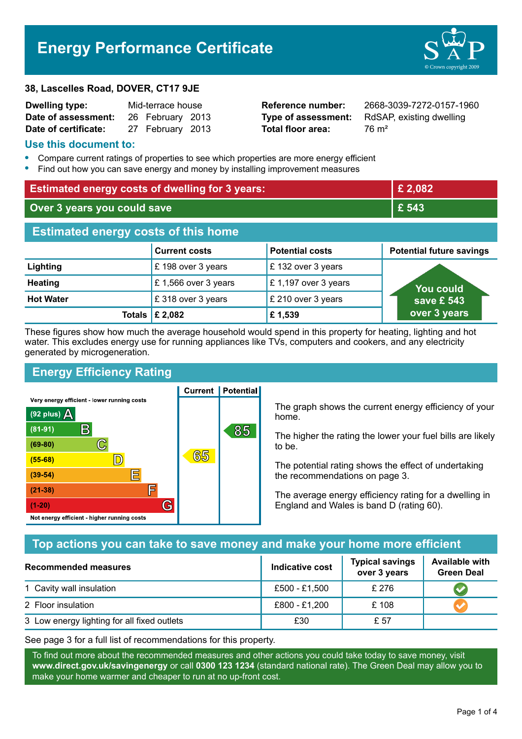# Energy Performance Certificate

**38, Lascelles Road, DOVER, CT17 9JE**

| | | | |
|---|---|---|---|
| **Dwelling type:** | Mid-terrace house | **Reference number:** | 2668-3039-7272-0157-1960 |
| **Date of assessment:** | 26 February 2013 | **Type of assessment:** | RdSAP, existing dwelling |
| **Date of certificate:** | 27 February 2013 | **Total floor area:** | 76 m² |

## Use this document to:

- Compare current ratings of properties to see which properties are more energy efficient
- Find out how you can save energy and money by installing improvement measures

| | |
|---|---|
| **Estimated energy costs of dwelling for 3 years:** | **£ 2,082** |
| **Over 3 years you could save** | **£ 543** |

## Estimated energy costs of this home

| | Current costs | Potential costs | Potential future savings |
|---|---|---|---|
| **Lighting** | £ 198 over 3 years | £ 132 over 3 years | You could save £ 543 over 3 years |
| **Heating** | £ 1,566 over 3 years | £ 1,197 over 3 years | |
| **Hot Water** | £ 318 over 3 years | £ 210 over 3 years | |
| **Totals** | **£ 2,082** | **£ 1,539** | |

These figures show how much the average household would spend in this property for heating, lighting and hot water. This excludes energy use for running appliances like TVs, computers and cookers, and any electricity generated by microgeneration.

## Energy Efficiency Rating

| Rating | Current | Potential |
|---|---|---|
| Very energy efficient - lower running costs | | |
| (92 plus) A | | |
| (81-91) B | | 85 |
| (69-80) C | | |
| (55-68) D | 65 | |
| (39-54) E | | |
| (21-38) F | | |
| (1-20) G | | |
| Not energy efficient - higher running costs | | |

The graph shows the current energy efficiency of your home.

The higher the rating the lower your fuel bills are likely to be.

The potential rating shows the effect of undertaking the recommendations on page 3.

The average energy efficiency rating for a dwelling in England and Wales is band D (rating 60).

## Top actions you can take to save money and make your home more efficient

| Recommended measures | Indicative cost | Typical savings over 3 years | Available with Green Deal |
|---|---|---|---|
| 1 Cavity wall insulation | £500 - £1,500 | £ 276 | ✔ |
| 2 Floor insulation | £800 - £1,200 | £ 108 | ✔ |
| 3 Low energy lighting for all fixed outlets | £30 | £ 57 | |

See page 3 for a full list of recommendations for this property.

To find out more about the recommended measures and other actions you could take today to save money, visit **www.direct.gov.uk/savingenergy** or call **0300 123 1234** (standard national rate). The Green Deal may allow you to make your home warmer and cheaper to run at no up-front cost.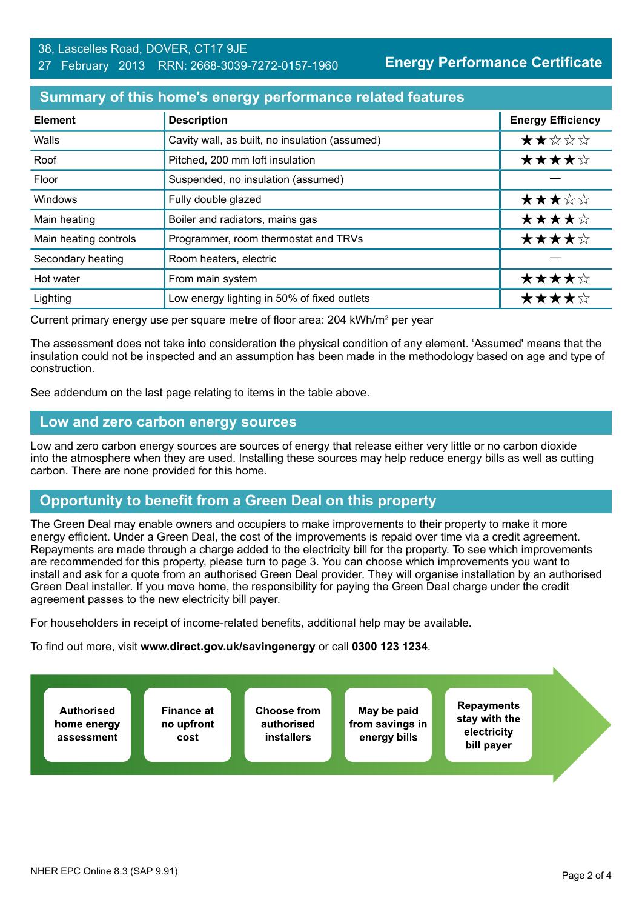38, Lascelles Road, DOVER, CT17 9JE
27 February 2013 RRN: 2668-3039-7272-0157-1960

**Energy Performance Certificate**

## Summary of this home's energy performance related features

| Element | Description | Energy Efficiency |
|---|---|---|
| Walls | Cavity wall, as built, no insulation (assumed) | ★★☆☆☆ |
| Roof | Pitched, 200 mm loft insulation | ★★★★☆ |
| Floor | Suspended, no insulation (assumed) | — |
| Windows | Fully double glazed | ★★★☆☆ |
| Main heating | Boiler and radiators, mains gas | ★★★★☆ |
| Main heating controls | Programmer, room thermostat and TRVs | ★★★★☆ |
| Secondary heating | Room heaters, electric | — |
| Hot water | From main system | ★★★★☆ |
| Lighting | Low energy lighting in 50% of fixed outlets | ★★★★☆ |

Current primary energy use per square metre of floor area: 204 kWh/m² per year

The assessment does not take into consideration the physical condition of any element. 'Assumed' means that the insulation could not be inspected and an assumption has been made in the methodology based on age and type of construction.

See addendum on the last page relating to items in the table above.

## Low and zero carbon energy sources

Low and zero carbon energy sources are sources of energy that release either very little or no carbon dioxide into the atmosphere when they are used. Installing these sources may help reduce energy bills as well as cutting carbon. There are none provided for this home.

## Opportunity to benefit from a Green Deal on this property

The Green Deal may enable owners and occupiers to make improvements to their property to make it more energy efficient. Under a Green Deal, the cost of the improvements is repaid over time via a credit agreement. Repayments are made through a charge added to the electricity bill for the property. To see which improvements are recommended for this property, please turn to page 3. You can choose which improvements you want to install and ask for a quote from an authorised Green Deal provider. They will organise installation by an authorised Green Deal installer. If you move home, the responsibility for paying the Green Deal charge under the credit agreement passes to the new electricity bill payer.

For householders in receipt of income-related benefits, additional help may be available.

To find out more, visit **www.direct.gov.uk/savingenergy** or call **0300 123 1234**.

- **Authorised home energy assessment**
- **Finance at no upfront cost**
- **Choose from authorised installers**
- **May be paid from savings in energy bills**
- **Repayments stay with the electricity bill payer**

NHER EPC Online 8.3 (SAP 9.91)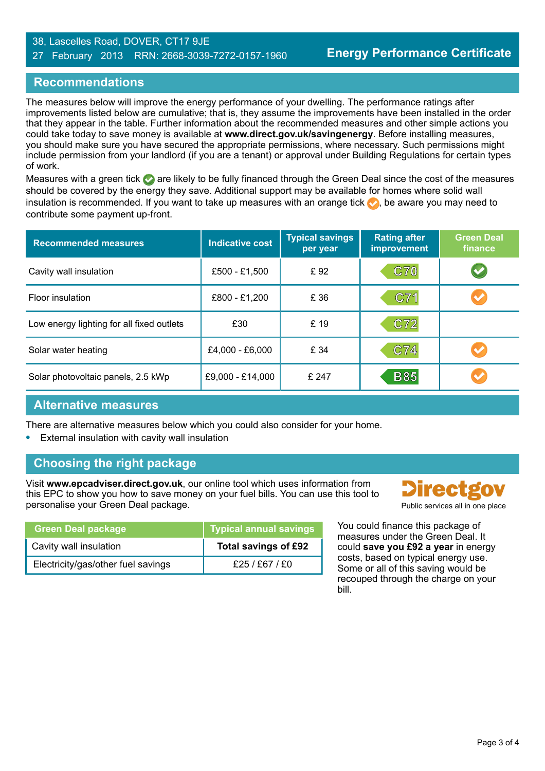38, Lascelles Road, DOVER, CT17 9JE
27 February 2013 RRN: 2668-3039-7272-0157-1960

**Energy Performance Certificate**

## Recommendations

The measures below will improve the energy performance of your dwelling. The performance ratings after improvements listed below are cumulative; that is, they assume the improvements have been installed in the order that they appear in the table. Further information about the recommended measures and other simple actions you could take today to save money is available at **www.direct.gov.uk/savingenergy**. Before installing measures, you should make sure you have secured the appropriate permissions, where necessary. Such permissions might include permission from your landlord (if you are a tenant) or approval under Building Regulations for certain types of work.

Measures with a green tick ✔ are likely to be fully financed through the Green Deal since the cost of the measures should be covered by the energy they save. Additional support may be available for homes where solid wall insulation is recommended. If you want to take up measures with an orange tick ✔, be aware you may need to contribute some payment up-front.

| Recommended measures | Indicative cost | Typical savings per year | Rating after improvement | Green Deal finance |
|---|---|---|---|---|
| Cavity wall insulation | £500 - £1,500 | £ 92 | C70 | ✔ (green) |
| Floor insulation | £800 - £1,200 | £ 36 | C71 | ✔ (orange) |
| Low energy lighting for all fixed outlets | £30 | £ 19 | C72 | |
| Solar water heating | £4,000 - £6,000 | £ 34 | C74 | ✔ (orange) |
| Solar photovoltaic panels, 2.5 kWp | £9,000 - £14,000 | £ 247 | B85 | ✔ (orange) |

## Alternative measures

There are alternative measures below which you could also consider for your home.

- External insulation with cavity wall insulation

## Choosing the right package

Visit **www.epcadviser.direct.gov.uk**, our online tool which uses information from this EPC to show you how to save money on your fuel bills. You can use this tool to personalise your Green Deal package.

Directgov
Public services all in one place

| Green Deal package | Typical annual savings |
|---|---|
| Cavity wall insulation | **Total savings of £92** |
| Electricity/gas/other fuel savings | £25 / £67 / £0 |

You could finance this package of measures under the Green Deal. It could **save you £92 a year** in energy costs, based on typical energy use. Some or all of this saving would be recouped through the charge on your bill.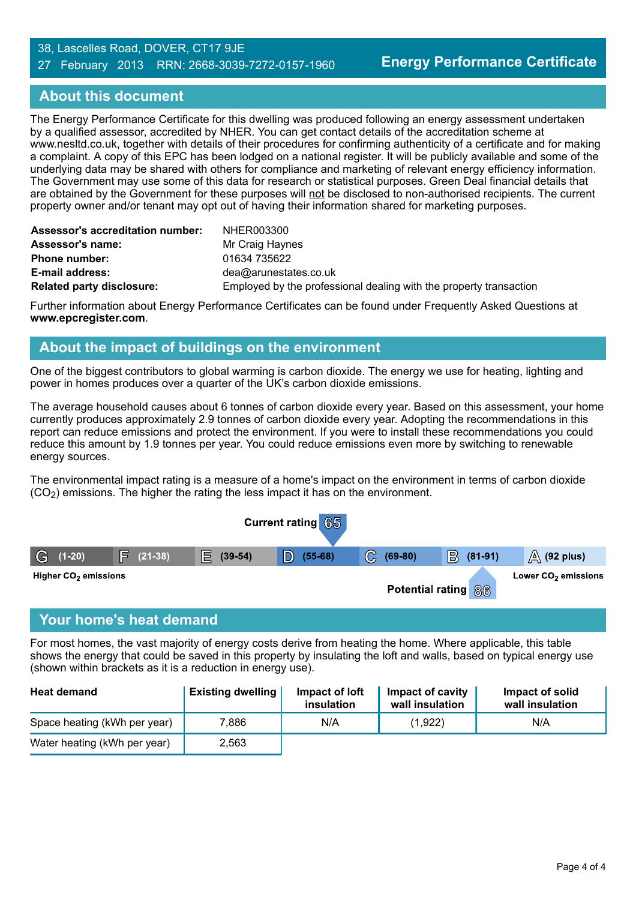38, Lascelles Road, DOVER, CT17 9JE
27 February 2013 RRN: 2668-3039-7272-0157-1960

**Energy Performance Certificate**

## About this document

The Energy Performance Certificate for this dwelling was produced following an energy assessment undertaken by a qualified assessor, accredited by NHER. You can get contact details of the accreditation scheme at www.nesltd.co.uk, together with details of their procedures for confirming authenticity of a certificate and for making a complaint. A copy of this EPC has been lodged on a national register. It will be publicly available and some of the underlying data may be shared with others for compliance and marketing of relevant energy efficiency information. The Government may use some of this data for research or statistical purposes. Green Deal financial details that are obtained by the Government for these purposes will not be disclosed to non-authorised recipients. The current property owner and/or tenant may opt out of having their information shared for marketing purposes.

| | |
|---|---|
| **Assessor's accreditation number:** | NHER003300 |
| **Assessor's name:** | Mr Craig Haynes |
| **Phone number:** | 01634 735622 |
| **E-mail address:** | dea@arunestates.co.uk |
| **Related party disclosure:** | Employed by the professional dealing with the property transaction |

Further information about Energy Performance Certificates can be found under Frequently Asked Questions at **www.epcregister.com**.

## About the impact of buildings on the environment

One of the biggest contributors to global warming is carbon dioxide. The energy we use for heating, lighting and power in homes produces over a quarter of the UK's carbon dioxide emissions.

The average household causes about 6 tonnes of carbon dioxide every year. Based on this assessment, your home currently produces approximately 2.9 tonnes of carbon dioxide every year. Adopting the recommendations in this report can reduce emissions and protect the environment. If you were to install these recommendations you could reduce this amount by 1.9 tonnes per year. You could reduce emissions even more by switching to renewable energy sources.

The environmental impact rating is a measure of a home's impact on the environment in terms of carbon dioxide ($CO_2$) emissions. The higher the rating the less impact it has on the environment.

Current rating 65

G (1-20) F (21-38) E (39-54) D (55-68) C (69-80) B (81-91) A (92 plus)

Higher $CO_2$ emissions

Lower $CO_2$ emissions

Potential rating 86

## Your home's heat demand

For most homes, the vast majority of energy costs derive from heating the home. Where applicable, this table shows the energy that could be saved in this property by insulating the loft and walls, based on typical energy use (shown within brackets as it is a reduction in energy use).

| Heat demand | Existing dwelling | Impact of loft insulation | Impact of cavity wall insulation | Impact of solid wall insulation |
|---|---|---|---|---|
| Space heating (kWh per year) | 7,886 | N/A | (1,922) | N/A |
| Water heating (kWh per year) | 2,563 | | | |